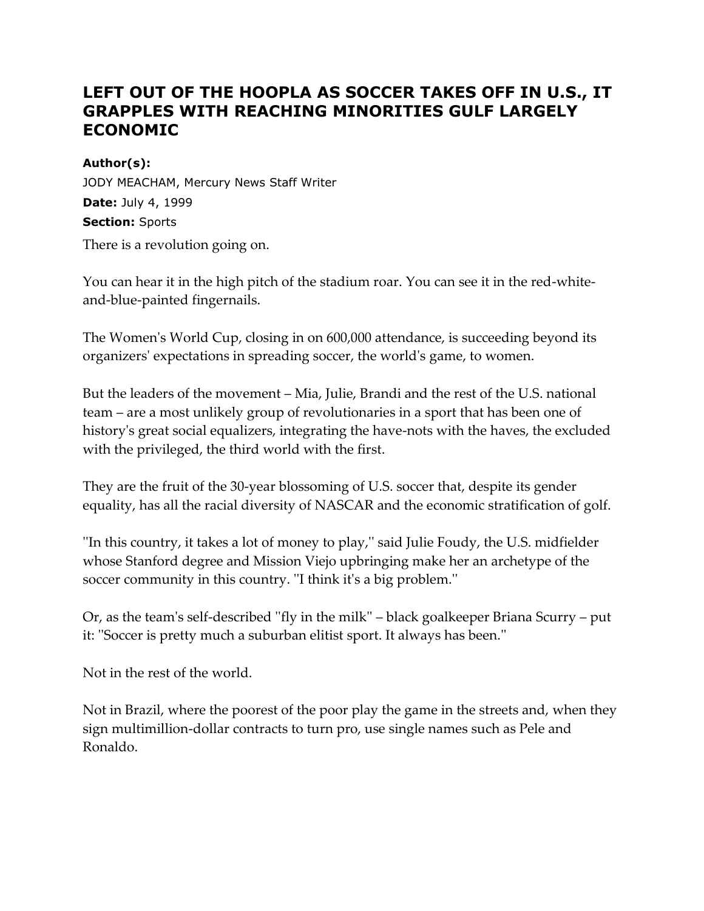# LEFT OUT OF THE HOOPLA AS SOCCER TAKES OFF IN U.S., IT GRAPPLES WITH REACHING MINORITIES GULF LARGELY ECONOMIC

**Author(s):**
JODY MEACHAM, Mercury News Staff Writer
**Date:** July 4, 1999
**Section:** Sports

There is a revolution going on.

You can hear it in the high pitch of the stadium roar. You can see it in the red-white-and-blue-painted fingernails.

The Women's World Cup, closing in on 600,000 attendance, is succeeding beyond its organizers' expectations in spreading soccer, the world's game, to women.

But the leaders of the movement – Mia, Julie, Brandi and the rest of the U.S. national team – are a most unlikely group of revolutionaries in a sport that has been one of history's great social equalizers, integrating the have-nots with the haves, the excluded with the privileged, the third world with the first.

They are the fruit of the 30-year blossoming of U.S. soccer that, despite its gender equality, has all the racial diversity of NASCAR and the economic stratification of golf.

''In this country, it takes a lot of money to play,'' said Julie Foudy, the U.S. midfielder whose Stanford degree and Mission Viejo upbringing make her an archetype of the soccer community in this country. ''I think it's a big problem.''

Or, as the team's self-described ''fly in the milk'' – black goalkeeper Briana Scurry – put it: ''Soccer is pretty much a suburban elitist sport. It always has been.''

Not in the rest of the world.

Not in Brazil, where the poorest of the poor play the game in the streets and, when they sign multimillion-dollar contracts to turn pro, use single names such as Pele and Ronaldo.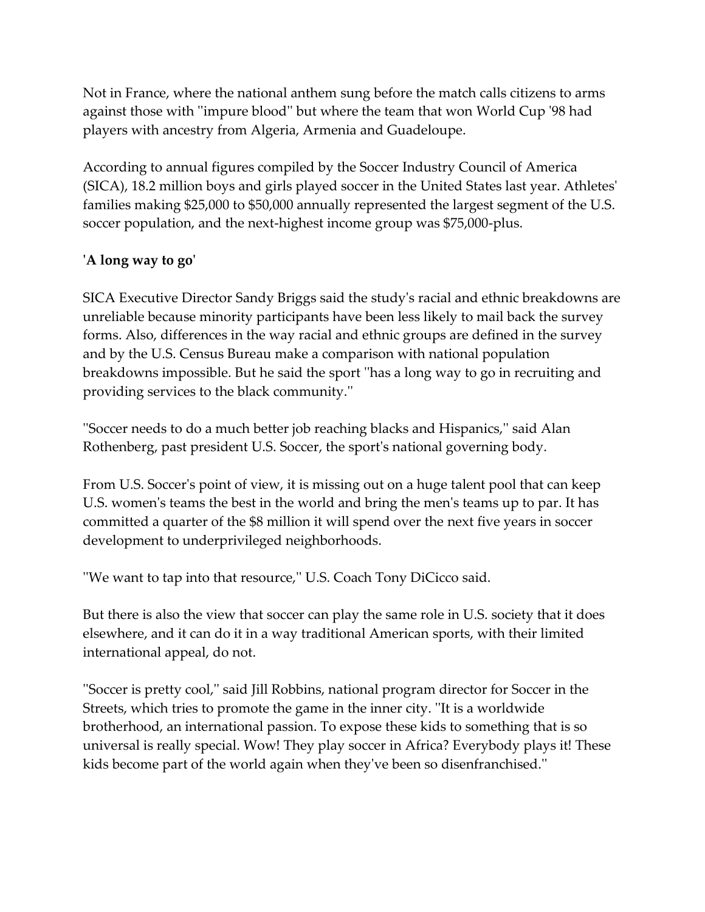Not in France, where the national anthem sung before the match calls citizens to arms against those with ''impure blood'' but where the team that won World Cup '98 had players with ancestry from Algeria, Armenia and Guadeloupe.

According to annual figures compiled by the Soccer Industry Council of America (SICA), 18.2 million boys and girls played soccer in the United States last year. Athletes' families making $25,000 to $50,000 annually represented the largest segment of the U.S. soccer population, and the next-highest income group was $75,000-plus.

**'A long way to go'**

SICA Executive Director Sandy Briggs said the study's racial and ethnic breakdowns are unreliable because minority participants have been less likely to mail back the survey forms. Also, differences in the way racial and ethnic groups are defined in the survey and by the U.S. Census Bureau make a comparison with national population breakdowns impossible. But he said the sport ''has a long way to go in recruiting and providing services to the black community.''

''Soccer needs to do a much better job reaching blacks and Hispanics,'' said Alan Rothenberg, past president U.S. Soccer, the sport's national governing body.

From U.S. Soccer's point of view, it is missing out on a huge talent pool that can keep U.S. women's teams the best in the world and bring the men's teams up to par. It has committed a quarter of the $8 million it will spend over the next five years in soccer development to underprivileged neighborhoods.

''We want to tap into that resource,'' U.S. Coach Tony DiCicco said.

But there is also the view that soccer can play the same role in U.S. society that it does elsewhere, and it can do it in a way traditional American sports, with their limited international appeal, do not.

''Soccer is pretty cool,'' said Jill Robbins, national program director for Soccer in the Streets, which tries to promote the game in the inner city. ''It is a worldwide brotherhood, an international passion. To expose these kids to something that is so universal is really special. Wow! They play soccer in Africa? Everybody plays it! These kids become part of the world again when they've been so disenfranchised.''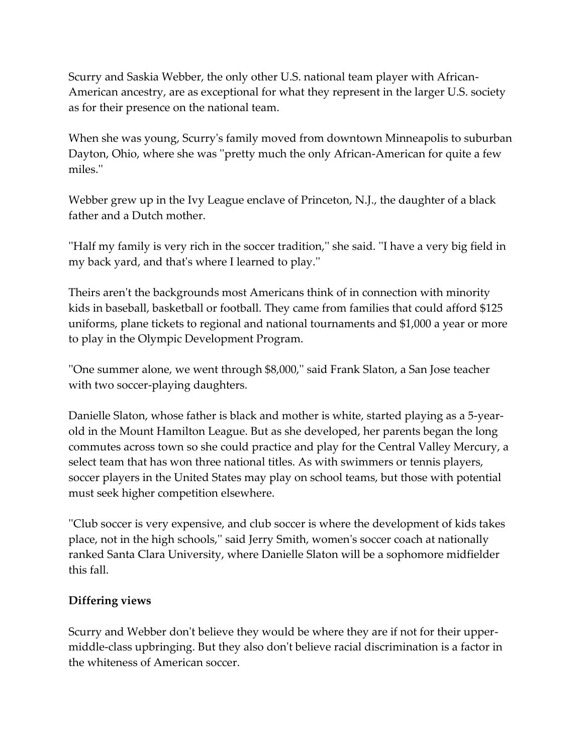Scurry and Saskia Webber, the only other U.S. national team player with African-American ancestry, are as exceptional for what they represent in the larger U.S. society as for their presence on the national team.

When she was young, Scurry's family moved from downtown Minneapolis to suburban Dayton, Ohio, where she was "pretty much the only African-American for quite a few miles."

Webber grew up in the Ivy League enclave of Princeton, N.J., the daughter of a black father and a Dutch mother.

"Half my family is very rich in the soccer tradition," she said. "I have a very big field in my back yard, and that's where I learned to play."

Theirs aren't the backgrounds most Americans think of in connection with minority kids in baseball, basketball or football. They came from families that could afford $125 uniforms, plane tickets to regional and national tournaments and $1,000 a year or more to play in the Olympic Development Program.

"One summer alone, we went through $8,000," said Frank Slaton, a San Jose teacher with two soccer-playing daughters.

Danielle Slaton, whose father is black and mother is white, started playing as a 5-year-old in the Mount Hamilton League. But as she developed, her parents began the long commutes across town so she could practice and play for the Central Valley Mercury, a select team that has won three national titles. As with swimmers or tennis players, soccer players in the United States may play on school teams, but those with potential must seek higher competition elsewhere.

"Club soccer is very expensive, and club soccer is where the development of kids takes place, not in the high schools," said Jerry Smith, women's soccer coach at nationally ranked Santa Clara University, where Danielle Slaton will be a sophomore midfielder this fall.

**Differing views**

Scurry and Webber don't believe they would be where they are if not for their upper-middle-class upbringing. But they also don't believe racial discrimination is a factor in the whiteness of American soccer.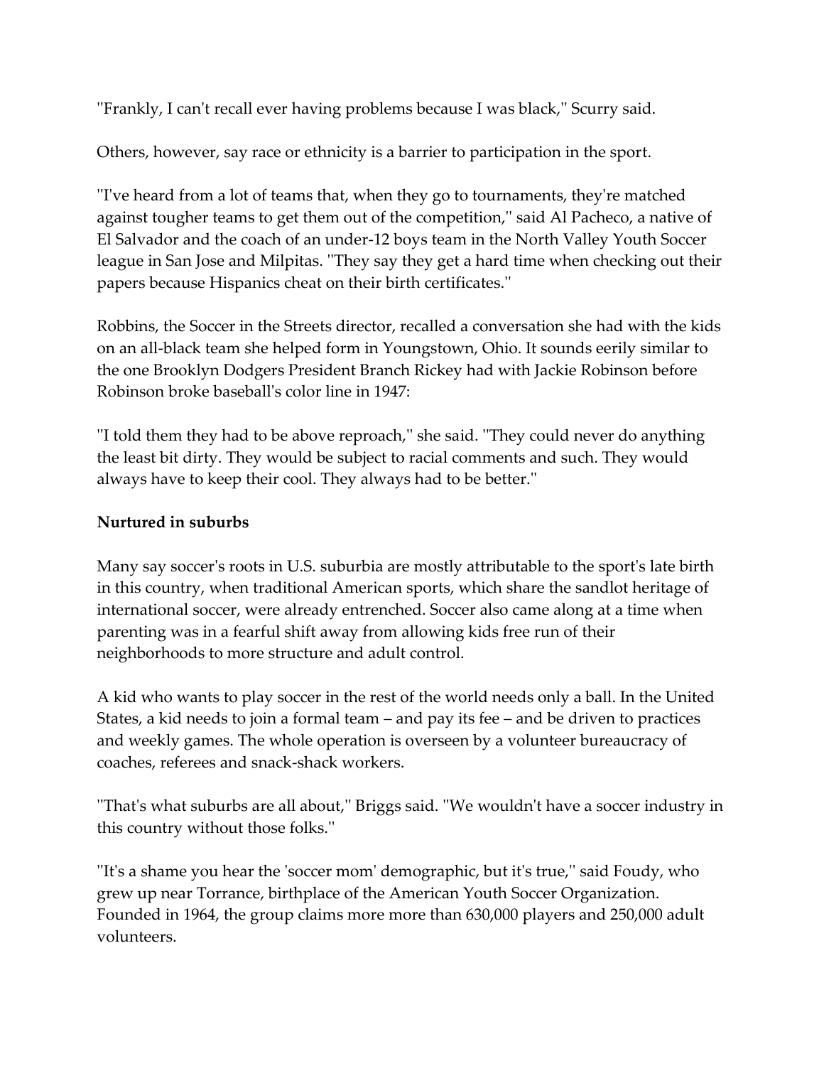''Frankly, I can't recall ever having problems because I was black,'' Scurry said.

Others, however, say race or ethnicity is a barrier to participation in the sport.

''I've heard from a lot of teams that, when they go to tournaments, they're matched against tougher teams to get them out of the competition,'' said Al Pacheco, a native of El Salvador and the coach of an under-12 boys team in the North Valley Youth Soccer league in San Jose and Milpitas. ''They say they get a hard time when checking out their papers because Hispanics cheat on their birth certificates.''

Robbins, the Soccer in the Streets director, recalled a conversation she had with the kids on an all-black team she helped form in Youngstown, Ohio. It sounds eerily similar to the one Brooklyn Dodgers President Branch Rickey had with Jackie Robinson before Robinson broke baseball's color line in 1947:

''I told them they had to be above reproach,'' she said. ''They could never do anything the least bit dirty. They would be subject to racial comments and such. They would always have to keep their cool. They always had to be better.''

**Nurtured in suburbs**

Many say soccer's roots in U.S. suburbia are mostly attributable to the sport's late birth in this country, when traditional American sports, which share the sandlot heritage of international soccer, were already entrenched. Soccer also came along at a time when parenting was in a fearful shift away from allowing kids free run of their neighborhoods to more structure and adult control.

A kid who wants to play soccer in the rest of the world needs only a ball. In the United States, a kid needs to join a formal team – and pay its fee – and be driven to practices and weekly games. The whole operation is overseen by a volunteer bureaucracy of coaches, referees and snack-shack workers.

''That's what suburbs are all about,'' Briggs said. ''We wouldn't have a soccer industry in this country without those folks.''

''It's a shame you hear the 'soccer mom' demographic, but it's true,'' said Foudy, who grew up near Torrance, birthplace of the American Youth Soccer Organization. Founded in 1964, the group claims more more than 630,000 players and 250,000 adult volunteers.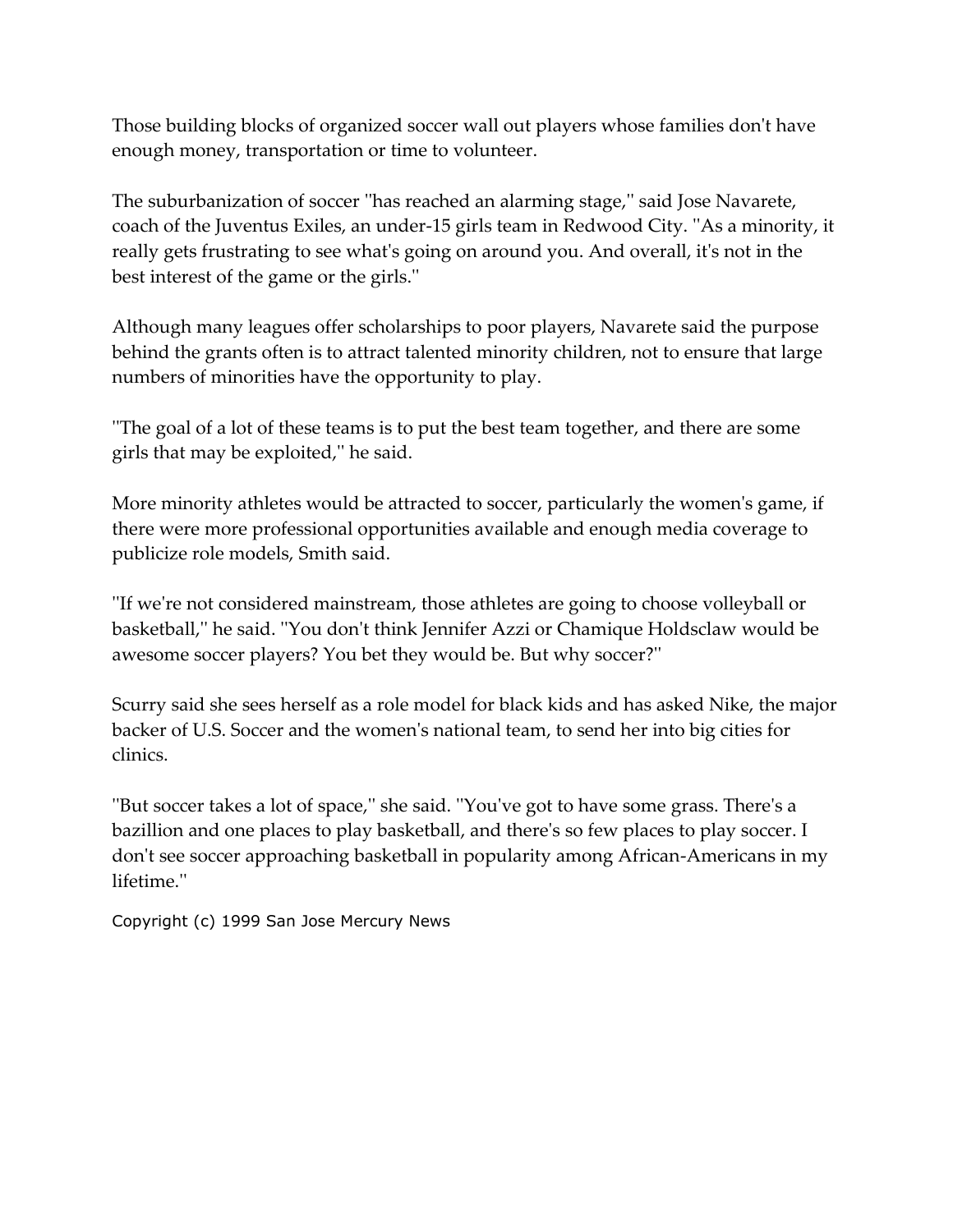Those building blocks of organized soccer wall out players whose families don't have enough money, transportation or time to volunteer.

The suburbanization of soccer ''has reached an alarming stage,'' said Jose Navarete, coach of the Juventus Exiles, an under-15 girls team in Redwood City. ''As a minority, it really gets frustrating to see what's going on around you. And overall, it's not in the best interest of the game or the girls.''

Although many leagues offer scholarships to poor players, Navarete said the purpose behind the grants often is to attract talented minority children, not to ensure that large numbers of minorities have the opportunity to play.

''The goal of a lot of these teams is to put the best team together, and there are some girls that may be exploited,'' he said.

More minority athletes would be attracted to soccer, particularly the women's game, if there were more professional opportunities available and enough media coverage to publicize role models, Smith said.

''If we're not considered mainstream, those athletes are going to choose volleyball or basketball,'' he said. ''You don't think Jennifer Azzi or Chamique Holdsclaw would be awesome soccer players? You bet they would be. But why soccer?''

Scurry said she sees herself as a role model for black kids and has asked Nike, the major backer of U.S. Soccer and the women's national team, to send her into big cities for clinics.

''But soccer takes a lot of space,'' she said. ''You've got to have some grass. There's a bazillion and one places to play basketball, and there's so few places to play soccer. I don't see soccer approaching basketball in popularity among African-Americans in my lifetime.''

Copyright (c) 1999 San Jose Mercury News